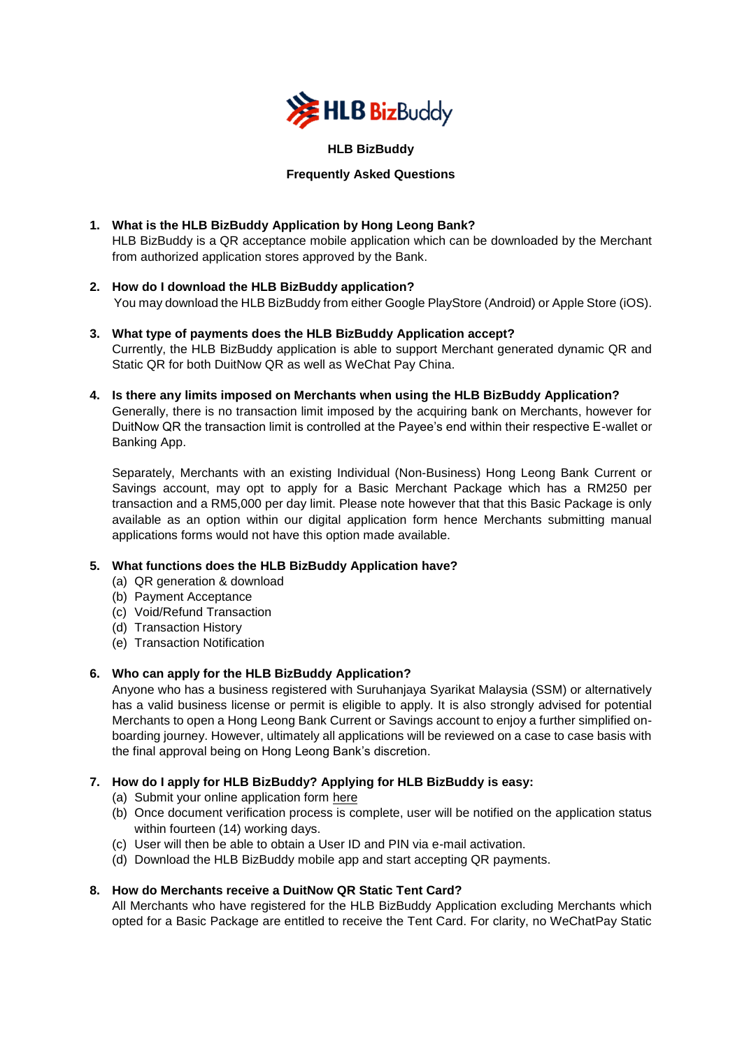# HLB BizBuddy

## Frequently Asked Questions

1. **What is the HLB BizBuddy Application by Hong Leong Bank?**
   HLB BizBuddy is a QR acceptance mobile application which can be downloaded by the Merchant from authorized application stores approved by the Bank.

2. **How do I download the HLB BizBuddy application?**
   You may download the HLB BizBuddy from either Google PlayStore (Android) or Apple Store (iOS).

3. **What type of payments does the HLB BizBuddy Application accept?**
   Currently, the HLB BizBuddy application is able to support Merchant generated dynamic QR and Static QR for both DuitNow QR as well as WeChat Pay China.

4. **Is there any limits imposed on Merchants when using the HLB BizBuddy Application?**
   Generally, there is no transaction limit imposed by the acquiring bank on Merchants, however for DuitNow QR the transaction limit is controlled at the Payee's end within their respective E-wallet or Banking App.

   Separately, Merchants with an existing Individual (Non-Business) Hong Leong Bank Current or Savings account, may opt to apply for a Basic Merchant Package which has a RM250 per transaction and a RM5,000 per day limit. Please note however that that this Basic Package is only available as an option within our digital application form hence Merchants submitting manual applications forms would not have this option made available.

5. **What functions does the HLB BizBuddy Application have?**
   (a) QR generation & download
   (b) Payment Acceptance
   (c) Void/Refund Transaction
   (d) Transaction History
   (e) Transaction Notification

6. **Who can apply for the HLB BizBuddy Application?**
   Anyone who has a business registered with Suruhanjaya Syarikat Malaysia (SSM) or alternatively has a valid business license or permit is eligible to apply. It is also strongly advised for potential Merchants to open a Hong Leong Bank Current or Savings account to enjoy a further simplified on-boarding journey. However, ultimately all applications will be reviewed on a case to case basis with the final approval being on Hong Leong Bank's discretion.

7. **How do I apply for HLB BizBuddy? Applying for HLB BizBuddy is easy:**
   (a) Submit your online application form here
   (b) Once document verification process is complete, user will be notified on the application status within fourteen (14) working days.
   (c) User will then be able to obtain a User ID and PIN via e-mail activation.
   (d) Download the HLB BizBuddy mobile app and start accepting QR payments.

8. **How do Merchants receive a DuitNow QR Static Tent Card?**
   All Merchants who have registered for the HLB BizBuddy Application excluding Merchants which opted for a Basic Package are entitled to receive the Tent Card. For clarity, no WeChatPay Static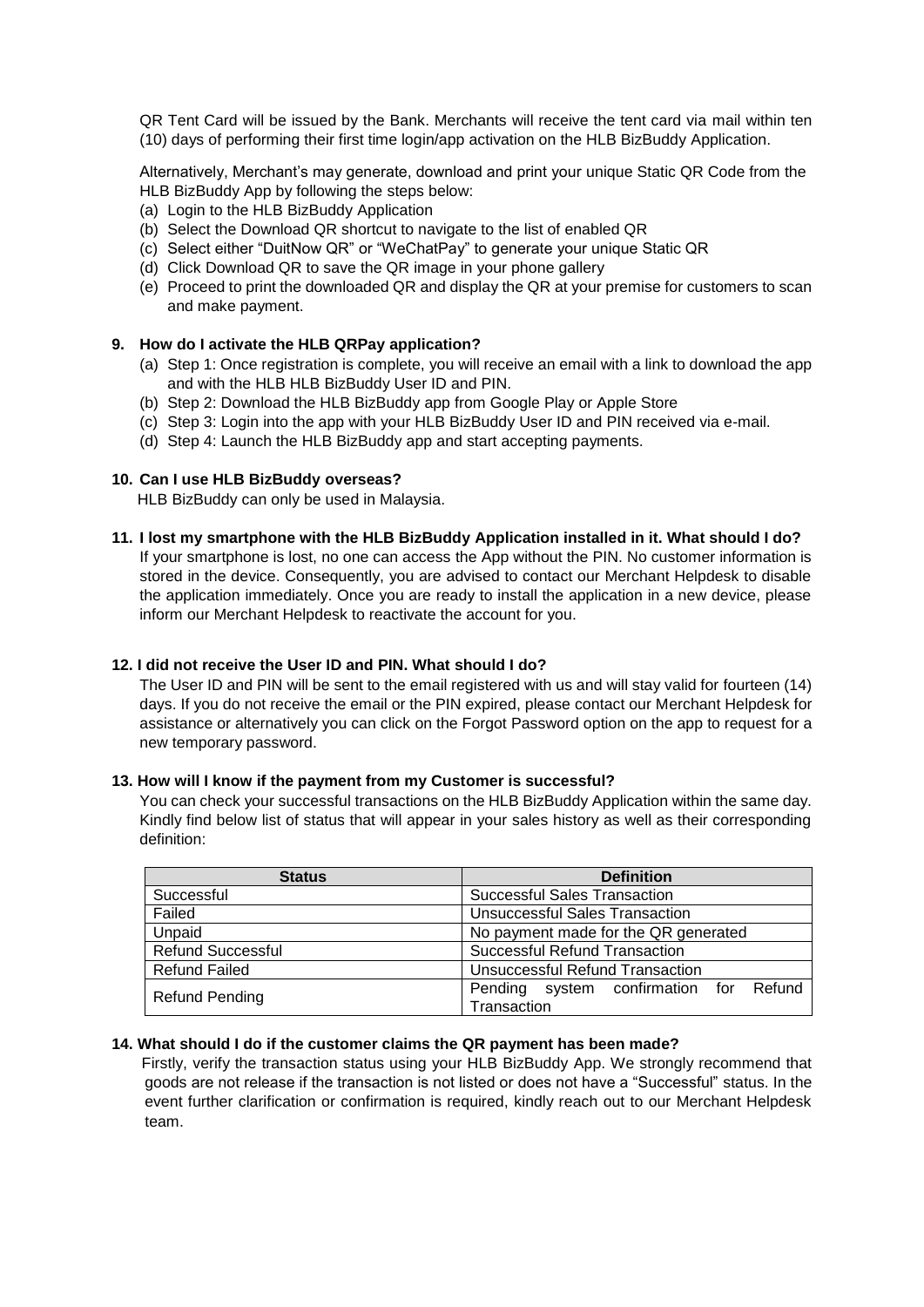QR Tent Card will be issued by the Bank. Merchants will receive the tent card via mail within ten (10) days of performing their first time login/app activation on the HLB BizBuddy Application.

Alternatively, Merchant's may generate, download and print your unique Static QR Code from the HLB BizBuddy App by following the steps below:

(a) Login to the HLB BizBuddy Application
(b) Select the Download QR shortcut to navigate to the list of enabled QR
(c) Select either "DuitNow QR" or "WeChatPay" to generate your unique Static QR
(d) Click Download QR to save the QR image in your phone gallery
(e) Proceed to print the downloaded QR and display the QR at your premise for customers to scan and make payment.

**9. How do I activate the HLB QRPay application?**

(a) Step 1: Once registration is complete, you will receive an email with a link to download the app and with the HLB HLB BizBuddy User ID and PIN.
(b) Step 2: Download the HLB BizBuddy app from Google Play or Apple Store
(c) Step 3: Login into the app with your HLB BizBuddy User ID and PIN received via e-mail.
(d) Step 4: Launch the HLB BizBuddy app and start accepting payments.

**10. Can I use HLB BizBuddy overseas?**

HLB BizBuddy can only be used in Malaysia.

**11. I lost my smartphone with the HLB BizBuddy Application installed in it. What should I do?**

If your smartphone is lost, no one can access the App without the PIN. No customer information is stored in the device. Consequently, you are advised to contact our Merchant Helpdesk to disable the application immediately. Once you are ready to install the application in a new device, please inform our Merchant Helpdesk to reactivate the account for you.

**12. I did not receive the User ID and PIN. What should I do?**

The User ID and PIN will be sent to the email registered with us and will stay valid for fourteen (14) days. If you do not receive the email or the PIN expired, please contact our Merchant Helpdesk for assistance or alternatively you can click on the Forgot Password option on the app to request for a new temporary password.

**13. How will I know if the payment from my Customer is successful?**

You can check your successful transactions on the HLB BizBuddy Application within the same day. Kindly find below list of status that will appear in your sales history as well as their corresponding definition:

| Status | Definition |
|---|---|
| Successful | Successful Sales Transaction |
| Failed | Unsuccessful Sales Transaction |
| Unpaid | No payment made for the QR generated |
| Refund Successful | Successful Refund Transaction |
| Refund Failed | Unsuccessful Refund Transaction |
| Refund Pending | Pending system confirmation for Refund Transaction |

**14. What should I do if the customer claims the QR payment has been made?**

Firstly, verify the transaction status using your HLB BizBuddy App. We strongly recommend that goods are not release if the transaction is not listed or does not have a "Successful" status. In the event further clarification or confirmation is required, kindly reach out to our Merchant Helpdesk team.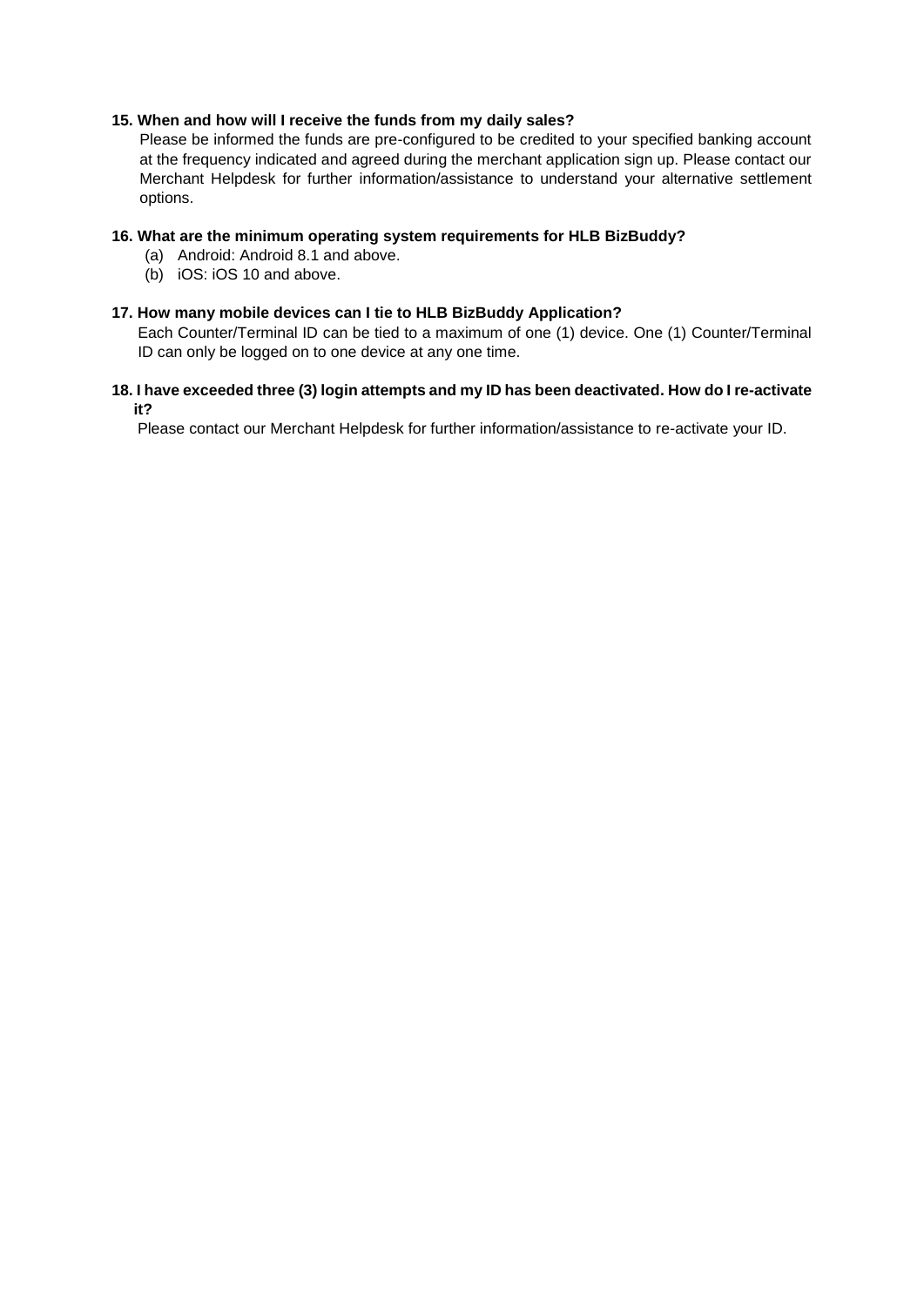**15. When and how will I receive the funds from my daily sales?**

Please be informed the funds are pre-configured to be credited to your specified banking account at the frequency indicated and agreed during the merchant application sign up. Please contact our Merchant Helpdesk for further information/assistance to understand your alternative settlement options.

**16. What are the minimum operating system requirements for HLB BizBuddy?**

(a) Android: Android 8.1 and above.
(b) iOS: iOS 10 and above.

**17. How many mobile devices can I tie to HLB BizBuddy Application?**

Each Counter/Terminal ID can be tied to a maximum of one (1) device. One (1) Counter/Terminal ID can only be logged on to one device at any one time.

**18. I have exceeded three (3) login attempts and my ID has been deactivated. How do I re-activate it?**

Please contact our Merchant Helpdesk for further information/assistance to re-activate your ID.